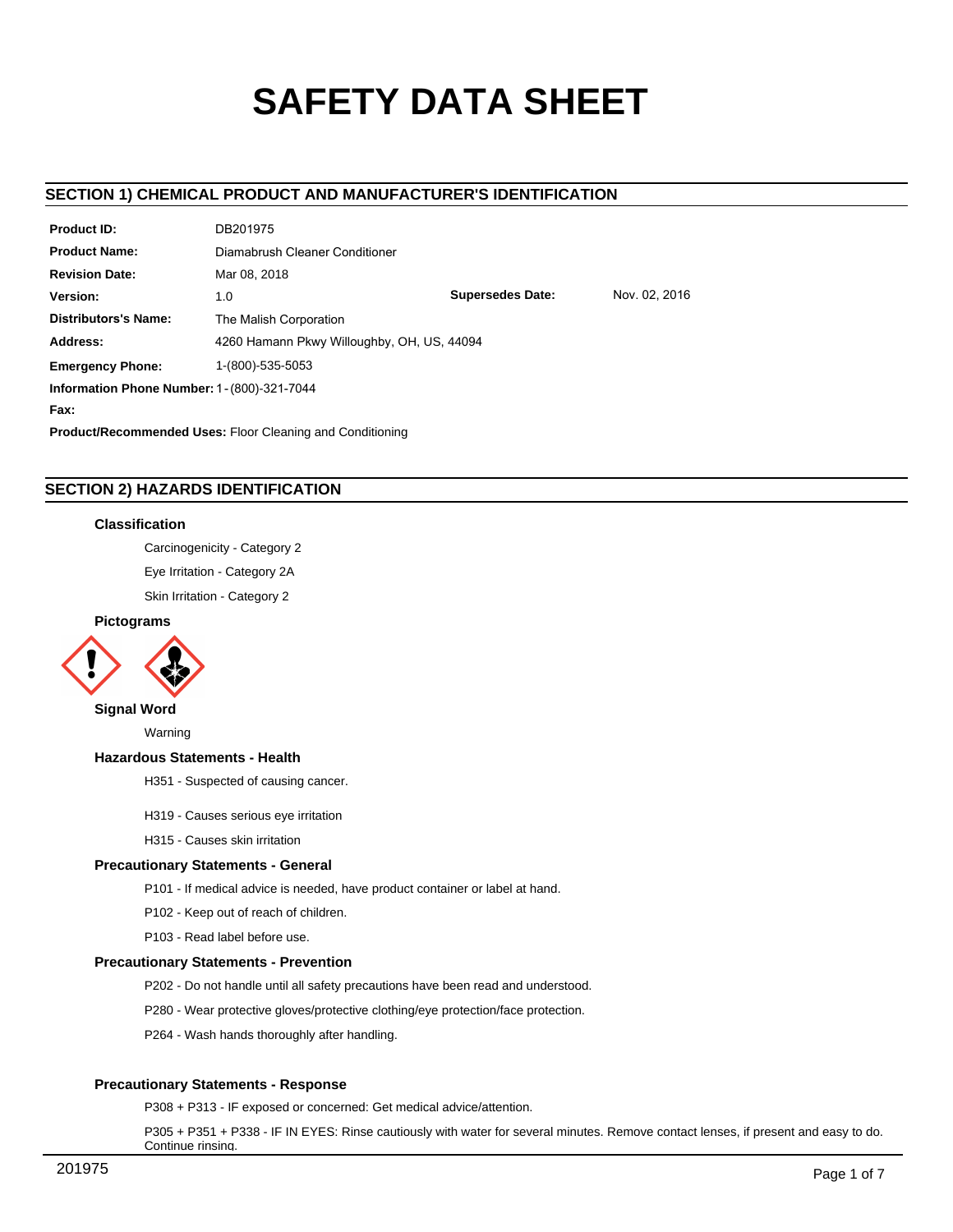# SAFETY DATA SHEET

## SECTION 1) CHEMICAL PRODUCT AND MANUFACTURER'S IDENTIFICATION

| | | | |
|---|---|---|---|
| **Product ID:** | DB201975 | | |
| **Product Name:** | Diamabrush Cleaner Conditioner | | |
| **Revision Date:** | Mar 08, 2018 | | |
| **Version:** | 1.0 | **Supersedes Date:** | Nov. 02, 2016 |
| **Distributors's Name:** | The Malish Corporation | | |
| **Address:** | 4260 Hamann Pkwy Willoughby, OH, US, 44094 | | |
| **Emergency Phone:** | 1-(800)-535-5053 | | |

**Information Phone Number:** 1-(800)-321-7044

**Fax:**

**Product/Recommended Uses:** Floor Cleaning and Conditioning

## SECTION 2) HAZARDS IDENTIFICATION

### Classification

Carcinogenicity - Category 2

Eye Irritation - Category 2A

Skin Irritation - Category 2

### Pictograms

### Signal Word

Warning

### Hazardous Statements - Health

H351 - Suspected of causing cancer.

H319 - Causes serious eye irritation

H315 - Causes skin irritation

### Precautionary Statements - General

P101 - If medical advice is needed, have product container or label at hand.

P102 - Keep out of reach of children.

P103 - Read label before use.

### Precautionary Statements - Prevention

P202 - Do not handle until all safety precautions have been read and understood.

P280 - Wear protective gloves/protective clothing/eye protection/face protection.

P264 - Wash hands thoroughly after handling.

### Precautionary Statements - Response

P308 + P313 - IF exposed or concerned: Get medical advice/attention.

P305 + P351 + P338 - IF IN EYES: Rinse cautiously with water for several minutes. Remove contact lenses, if present and easy to do. Continue rinsing.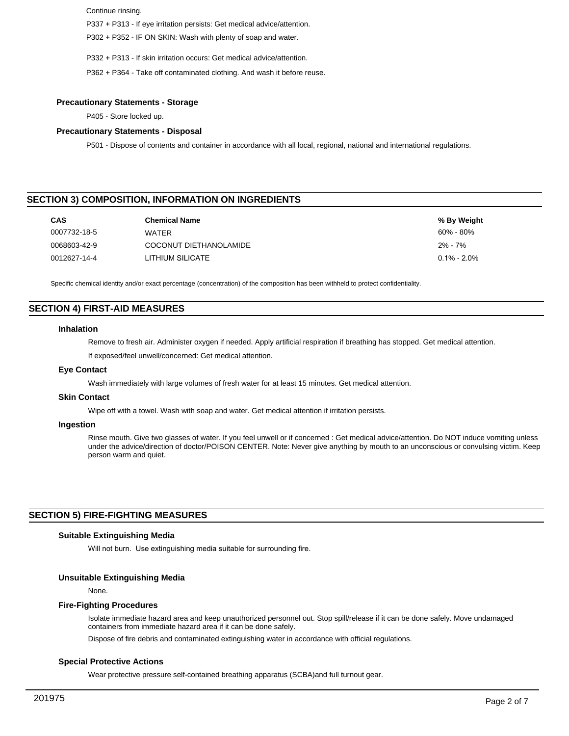Continue rinsing.

P337 + P313 - If eye irritation persists: Get medical advice/attention.

P302 + P352 - IF ON SKIN: Wash with plenty of soap and water.

P332 + P313 - If skin irritation occurs: Get medical advice/attention.

P362 + P364 - Take off contaminated clothing. And wash it before reuse.

### Precautionary Statements - Storage

P405 - Store locked up.

### Precautionary Statements - Disposal

P501 - Dispose of contents and container in accordance with all local, regional, national and international regulations.

## SECTION 3) COMPOSITION, INFORMATION ON INGREDIENTS

| CAS | Chemical Name | % By Weight |
|---|---|---|
| 0007732-18-5 | WATER | 60% - 80% |
| 0068603-42-9 | COCONUT DIETHANOLAMIDE | 2% - 7% |
| 0012627-14-4 | LITHIUM SILICATE | 0.1% - 2.0% |

Specific chemical identity and/or exact percentage (concentration) of the composition has been withheld to protect confidentiality.

## SECTION 4) FIRST-AID MEASURES

### Inhalation

Remove to fresh air. Administer oxygen if needed. Apply artificial respiration if breathing has stopped. Get medical attention.

If exposed/feel unwell/concerned: Get medical attention.

### Eye Contact

Wash immediately with large volumes of fresh water for at least 15 minutes. Get medical attention.

### Skin Contact

Wipe off with a towel. Wash with soap and water. Get medical attention if irritation persists.

### Ingestion

Rinse mouth. Give two glasses of water. If you feel unwell or if concerned : Get medical advice/attention. Do NOT induce vomiting unless under the advice/direction of doctor/POISON CENTER. Note: Never give anything by mouth to an unconscious or convulsing victim. Keep person warm and quiet.

## SECTION 5) FIRE-FIGHTING MEASURES

### Suitable Extinguishing Media

Will not burn. Use extinguishing media suitable for surrounding fire.

### Unsuitable Extinguishing Media

None.

### Fire-Fighting Procedures

Isolate immediate hazard area and keep unauthorized personnel out. Stop spill/release if it can be done safely. Move undamaged containers from immediate hazard area if it can be done safely.

Dispose of fire debris and contaminated extinguishing water in accordance with official regulations.

### Special Protective Actions

Wear protective pressure self-contained breathing apparatus (SCBA)and full turnout gear.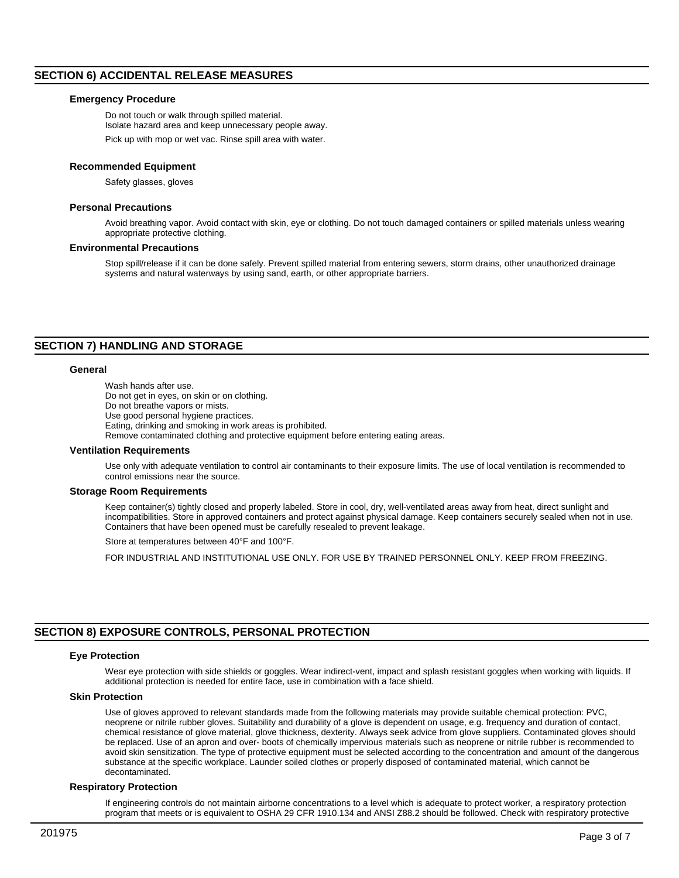## SECTION 6) ACCIDENTAL RELEASE MEASURES

### Emergency Procedure

Do not touch or walk through spilled material.
Isolate hazard area and keep unnecessary people away.

Pick up with mop or wet vac. Rinse spill area with water.

### Recommended Equipment

Safety glasses, gloves

### Personal Precautions

Avoid breathing vapor. Avoid contact with skin, eye or clothing. Do not touch damaged containers or spilled materials unless wearing appropriate protective clothing.

### Environmental Precautions

Stop spill/release if it can be done safely. Prevent spilled material from entering sewers, storm drains, other unauthorized drainage systems and natural waterways by using sand, earth, or other appropriate barriers.

## SECTION 7) HANDLING AND STORAGE

### General

Wash hands after use.
Do not get in eyes, on skin or on clothing.
Do not breathe vapors or mists.
Use good personal hygiene practices.
Eating, drinking and smoking in work areas is prohibited.
Remove contaminated clothing and protective equipment before entering eating areas.

### Ventilation Requirements

Use only with adequate ventilation to control air contaminants to their exposure limits. The use of local ventilation is recommended to control emissions near the source.

### Storage Room Requirements

Keep container(s) tightly closed and properly labeled. Store in cool, dry, well-ventilated areas away from heat, direct sunlight and incompatibilities. Store in approved containers and protect against physical damage. Keep containers securely sealed when not in use. Containers that have been opened must be carefully resealed to prevent leakage.

Store at temperatures between 40°F and 100°F.

FOR INDUSTRIAL AND INSTITUTIONAL USE ONLY. FOR USE BY TRAINED PERSONNEL ONLY. KEEP FROM FREEZING.

## SECTION 8) EXPOSURE CONTROLS, PERSONAL PROTECTION

### Eye Protection

Wear eye protection with side shields or goggles. Wear indirect-vent, impact and splash resistant goggles when working with liquids. If additional protection is needed for entire face, use in combination with a face shield.

### Skin Protection

Use of gloves approved to relevant standards made from the following materials may provide suitable chemical protection: PVC, neoprene or nitrile rubber gloves. Suitability and durability of a glove is dependent on usage, e.g. frequency and duration of contact, chemical resistance of glove material, glove thickness, dexterity. Always seek advice from glove suppliers. Contaminated gloves should be replaced. Use of an apron and over- boots of chemically impervious materials such as neoprene or nitrile rubber is recommended to avoid skin sensitization. The type of protective equipment must be selected according to the concentration and amount of the dangerous substance at the specific workplace. Launder soiled clothes or properly disposed of contaminated material, which cannot be decontaminated.

### Respiratory Protection

If engineering controls do not maintain airborne concentrations to a level which is adequate to protect worker, a respiratory protection program that meets or is equivalent to OSHA 29 CFR 1910.134 and ANSI Z88.2 should be followed. Check with respiratory protective

201975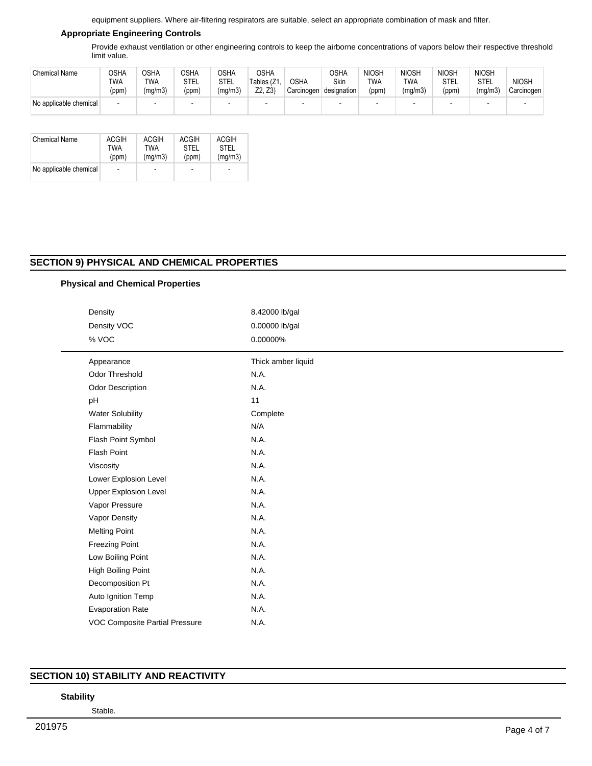equipment suppliers. Where air-filtering respirators are suitable, select an appropriate combination of mask and filter.

### Appropriate Engineering Controls

Provide exhaust ventilation or other engineering controls to keep the airborne concentrations of vapors below their respective threshold limit value.

| Chemical Name | OSHA TWA (ppm) | OSHA TWA (mg/m3) | OSHA STEL (ppm) | OSHA STEL (mg/m3) | OSHA Tables (Z1, Z2, Z3) | OSHA Carcinogen | OSHA Skin designation | NIOSH TWA (ppm) | NIOSH TWA (mg/m3) | NIOSH STEL (ppm) | NIOSH STEL (mg/m3) | NIOSH Carcinogen |
|---|---|---|---|---|---|---|---|---|---|---|---|---|
| No applicable chemical | - | - | - | - | - | - | - | - | - | - | - | - |

| Chemical Name | ACGIH TWA (ppm) | ACGIH TWA (mg/m3) | ACGIH STEL (ppm) | ACGIH STEL (mg/m3) |
|---|---|---|---|---|
| No applicable chemical | - | - | - | - |

## SECTION 9) PHYSICAL AND CHEMICAL PROPERTIES

### Physical and Chemical Properties

| | |
|---|---|
| Density | 8.42000 lb/gal |
| Density VOC | 0.00000 lb/gal |
| % VOC | 0.00000% |
| Appearance | Thick amber liquid |
| Odor Threshold | N.A. |
| Odor Description | N.A. |
| pH | 11 |
| Water Solubility | Complete |
| Flammability | N/A |
| Flash Point Symbol | N.A. |
| Flash Point | N.A. |
| Viscosity | N.A. |
| Lower Explosion Level | N.A. |
| Upper Explosion Level | N.A. |
| Vapor Pressure | N.A. |
| Vapor Density | N.A. |
| Melting Point | N.A. |
| Freezing Point | N.A. |
| Low Boiling Point | N.A. |
| High Boiling Point | N.A. |
| Decomposition Pt | N.A. |
| Auto Ignition Temp | N.A. |
| Evaporation Rate | N.A. |
| VOC Composite Partial Pressure | N.A. |

## SECTION 10) STABILITY AND REACTIVITY

### Stability

Stable.

201975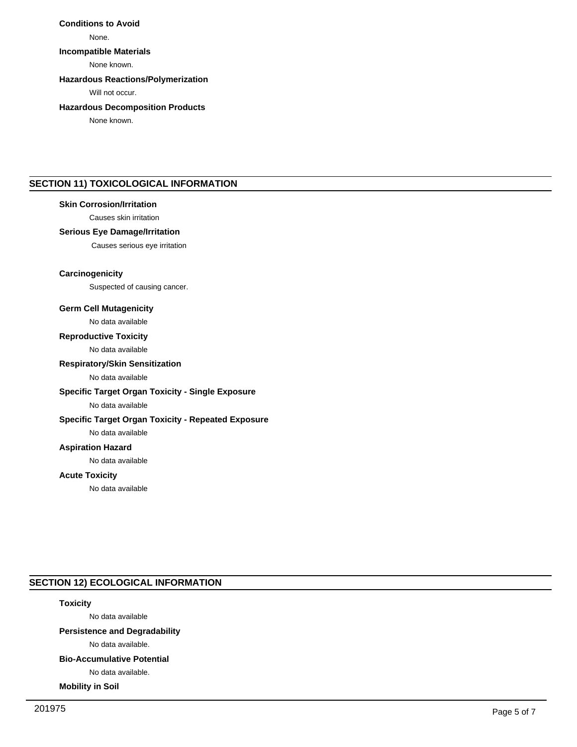**Conditions to Avoid**

None.

**Incompatible Materials**

None known.

**Hazardous Reactions/Polymerization**

Will not occur.

**Hazardous Decomposition Products**

None known.

## SECTION 11) TOXICOLOGICAL INFORMATION

**Skin Corrosion/Irritation**

Causes skin irritation

**Serious Eye Damage/Irritation**

Causes serious eye irritation

**Carcinogenicity**

Suspected of causing cancer.

**Germ Cell Mutagenicity**

No data available

**Reproductive Toxicity**

No data available

**Respiratory/Skin Sensitization**

No data available

**Specific Target Organ Toxicity - Single Exposure**

No data available

**Specific Target Organ Toxicity - Repeated Exposure**

No data available

**Aspiration Hazard**

No data available

**Acute Toxicity**

No data available

## SECTION 12) ECOLOGICAL INFORMATION

**Toxicity**

No data available

**Persistence and Degradability**

No data available.

**Bio-Accumulative Potential**

No data available.

**Mobility in Soil**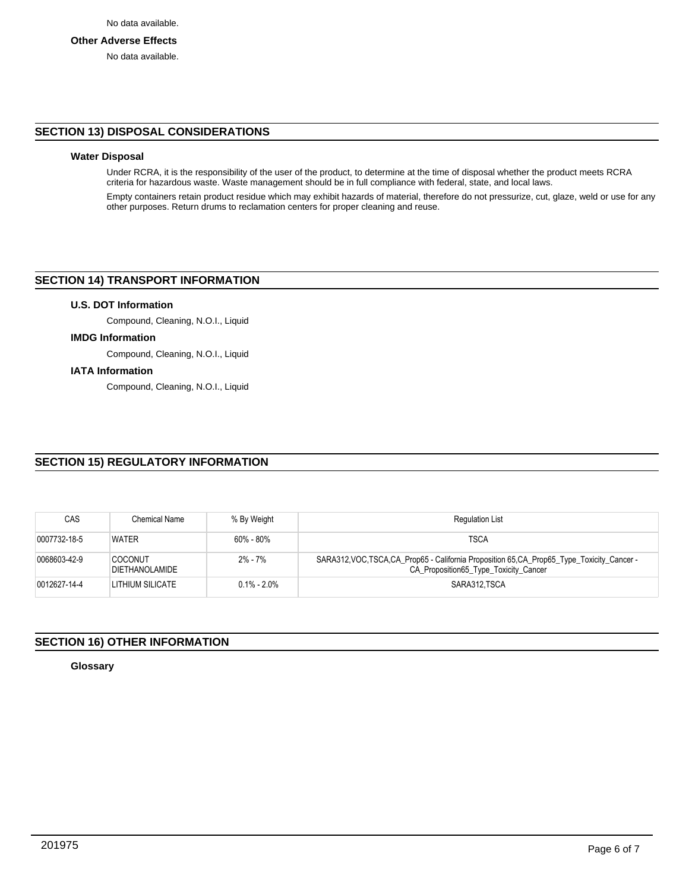No data available.

**Other Adverse Effects**

No data available.

## SECTION 13) DISPOSAL CONSIDERATIONS

**Water Disposal**

Under RCRA, it is the responsibility of the user of the product, to determine at the time of disposal whether the product meets RCRA criteria for hazardous waste. Waste management should be in full compliance with federal, state, and local laws.

Empty containers retain product residue which may exhibit hazards of material, therefore do not pressurize, cut, glaze, weld or use for any other purposes. Return drums to reclamation centers for proper cleaning and reuse.

## SECTION 14) TRANSPORT INFORMATION

**U.S. DOT Information**

Compound, Cleaning, N.O.I., Liquid

**IMDG Information**

Compound, Cleaning, N.O.I., Liquid

**IATA Information**

Compound, Cleaning, N.O.I., Liquid

## SECTION 15) REGULATORY INFORMATION

| CAS | Chemical Name | % By Weight | Regulation List |
|---|---|---|---|
| 0007732-18-5 | WATER | 60% - 80% | TSCA |
| 0068603-42-9 | COCONUT DIETHANOLAMIDE | 2% - 7% | SARA312,VOC,TSCA,CA_Prop65 - California Proposition 65,CA_Prop65_Type_Toxicity_Cancer - CA_Proposition65_Type_Toxicity_Cancer |
| 0012627-14-4 | LITHIUM SILICATE | 0.1% - 2.0% | SARA312,TSCA |

## SECTION 16) OTHER INFORMATION

**Glossary**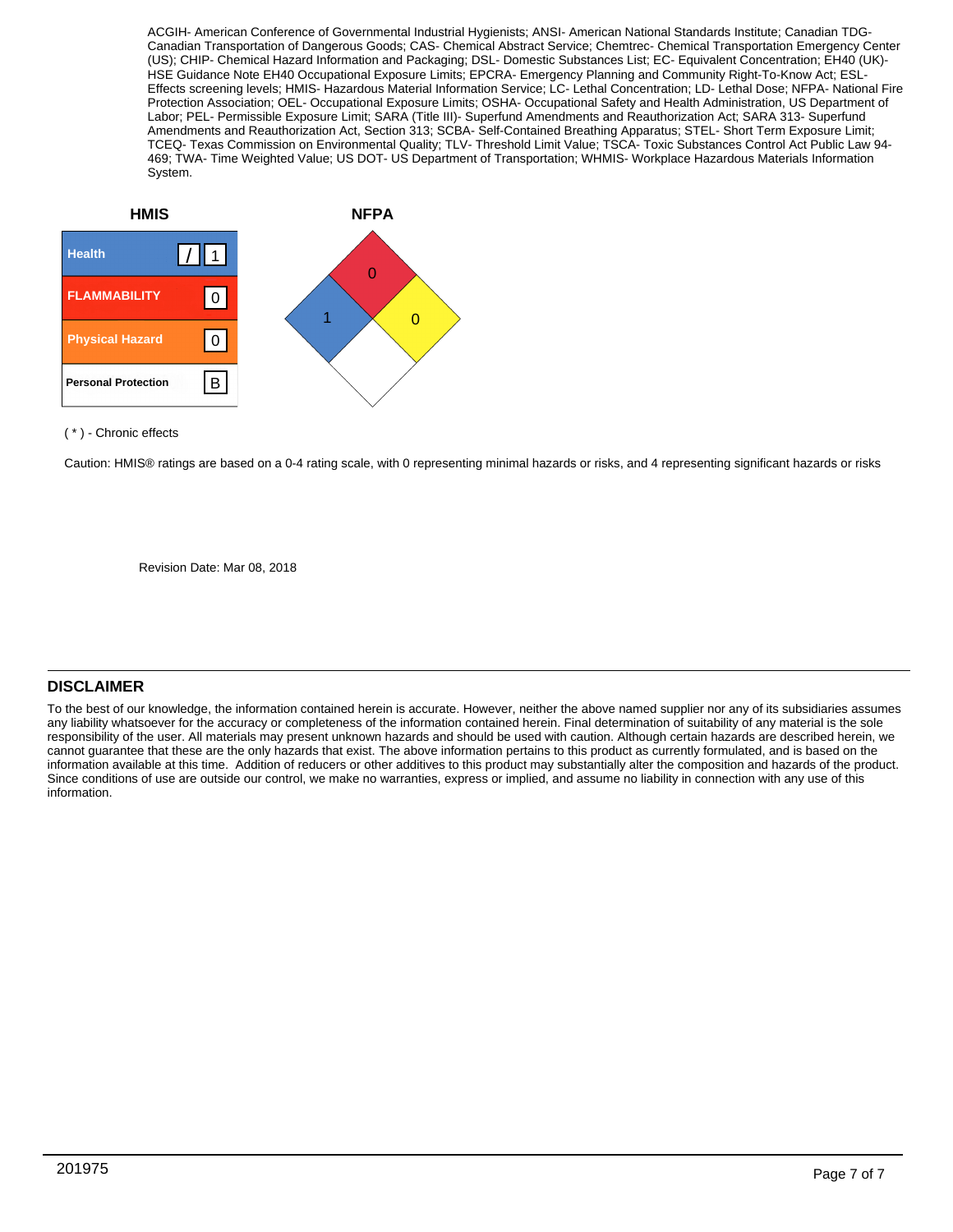ACGIH- American Conference of Governmental Industrial Hygienists; ANSI- American National Standards Institute; Canadian TDG- Canadian Transportation of Dangerous Goods; CAS- Chemical Abstract Service; Chemtrec- Chemical Transportation Emergency Center (US); CHIP- Chemical Hazard Information and Packaging; DSL- Domestic Substances List; EC- Equivalent Concentration; EH40 (UK)- HSE Guidance Note EH40 Occupational Exposure Limits; EPCRA- Emergency Planning and Community Right-To-Know Act; ESL- Effects screening levels; HMIS- Hazardous Material Information Service; LC- Lethal Concentration; LD- Lethal Dose; NFPA- National Fire Protection Association; OEL- Occupational Exposure Limits; OSHA- Occupational Safety and Health Administration, US Department of Labor; PEL- Permissible Exposure Limit; SARA (Title III)- Superfund Amendments and Reauthorization Act; SARA 313- Superfund Amendments and Reauthorization Act, Section 313; SCBA- Self-Contained Breathing Apparatus; STEL- Short Term Exposure Limit; TCEQ- Texas Commission on Environmental Quality; TLV- Threshold Limit Value; TSCA- Toxic Substances Control Act Public Law 94-469; TWA- Time Weighted Value; US DOT- US Department of Transportation; WHMIS- Workplace Hazardous Materials Information System.

**HMIS**

| | |
|---|---|
| Health | / 1 |
| FLAMMABILITY | 0 |
| Physical Hazard | 0 |
| Personal Protection | B |

**NFPA**

0

1

0

( * ) - Chronic effects

Caution: HMIS® ratings are based on a 0-4 rating scale, with 0 representing minimal hazards or risks, and 4 representing significant hazards or risks

Revision Date: Mar 08, 2018

## DISCLAIMER

To the best of our knowledge, the information contained herein is accurate. However, neither the above named supplier nor any of its subsidiaries assumes any liability whatsoever for the accuracy or completeness of the information contained herein. Final determination of suitability of any material is the sole responsibility of the user. All materials may present unknown hazards and should be used with caution. Although certain hazards are described herein, we cannot guarantee that these are the only hazards that exist. The above information pertains to this product as currently formulated, and is based on the information available at this time. Addition of reducers or other additives to this product may substantially alter the composition and hazards of the product. Since conditions of use are outside our control, we make no warranties, express or implied, and assume no liability in connection with any use of this information.

201975